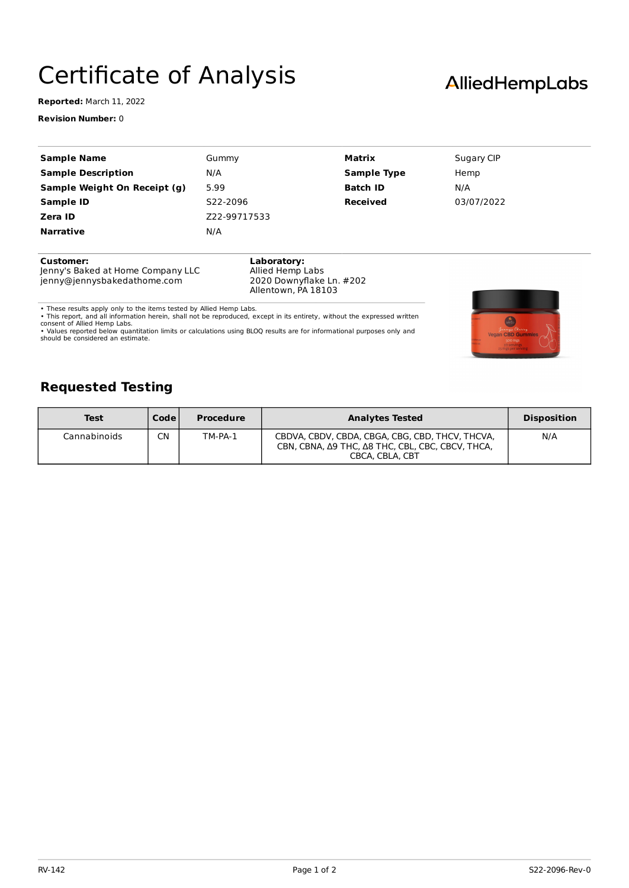# Certificate of Analysis

AlliedHempLabs

**Reported:** March 11, 2022

**Revision Number:** 0

| | | | |
|---|---|---|---|
| **Sample Name** | Gummy | **Matrix** | Sugary CIP |
| **Sample Description** | N/A | **Sample Type** | Hemp |
| **Sample Weight On Receipt (g)** | 5.99 | **Batch ID** | N/A |
| **Sample ID** | S22-2096 | **Received** | 03/07/2022 |
| **Zera ID** | Z22-99717533 | | |
| **Narrative** | N/A | | |

**Customer:**
Jenny's Baked at Home Company LLC
jenny@jennysbakedathome.com

**Laboratory:**
Allied Hemp Labs
2020 Downyflake Ln. #202
Allentown, PA 18103

- These results apply only to the items tested by Allied Hemp Labs.
- This report, and all information herein, shall not be reproduced, except in its entirety, without the expressed written consent of Allied Hemp Labs.
- Values reported below quantitation limits or calculations using BLOQ results are for informational purposes only and should be considered an estimate.

## Requested Testing

| Test | Code | Procedure | Analytes Tested | Disposition |
|---|---|---|---|---|
| Cannabinoids | CN | TM-PA-1 | CBDVA, CBDV, CBDA, CBGA, CBG, CBD, THCV, THCVA, CBN, CBNA, Δ9 THC, Δ8 THC, CBL, CBC, CBCV, THCA, CBCA, CBLA, CBT | N/A |

RV-142

S22-2096-Rev-0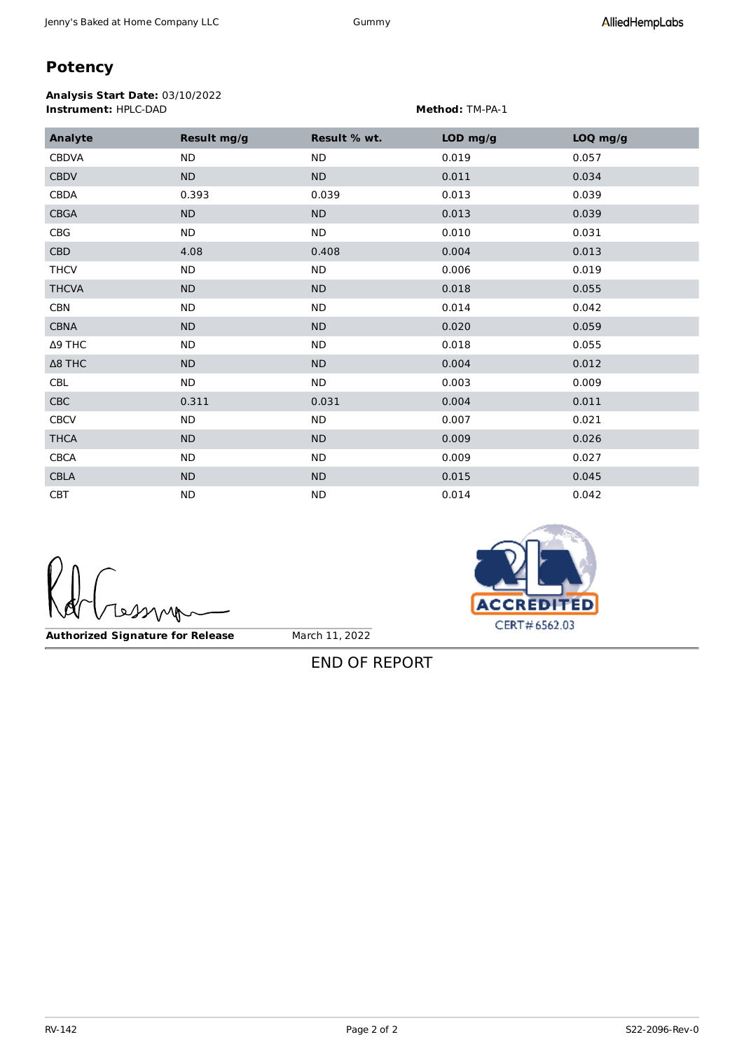# Potency

**Analysis Start Date:** 03/10/2022
**Instrument:** HPLC-DAD
**Method:** TM-PA-1

| Analyte | Result mg/g | Result % wt. | LOD mg/g | LOQ mg/g |
|---|---|---|---|---|
| CBDVA | ND | ND | 0.019 | 0.057 |
| CBDV | ND | ND | 0.011 | 0.034 |
| CBDA | 0.393 | 0.039 | 0.013 | 0.039 |
| CBGA | ND | ND | 0.013 | 0.039 |
| CBG | ND | ND | 0.010 | 0.031 |
| CBD | 4.08 | 0.408 | 0.004 | 0.013 |
| THCV | ND | ND | 0.006 | 0.019 |
| THCVA | ND | ND | 0.018 | 0.055 |
| CBN | ND | ND | 0.014 | 0.042 |
| CBNA | ND | ND | 0.020 | 0.059 |
| Δ9 THC | ND | ND | 0.018 | 0.055 |
| Δ8 THC | ND | ND | 0.004 | 0.012 |
| CBL | ND | ND | 0.003 | 0.009 |
| CBC | 0.311 | 0.031 | 0.004 | 0.011 |
| CBCV | ND | ND | 0.007 | 0.021 |
| THCA | ND | ND | 0.009 | 0.026 |
| CBCA | ND | ND | 0.009 | 0.027 |
| CBLA | ND | ND | 0.015 | 0.045 |
| CBT | ND | ND | 0.014 | 0.042 |

**Authorized Signature for Release** March 11, 2022

ACCREDITED
CERT# 6562.03

END OF REPORT

RV-142 S22-2096-Rev-0